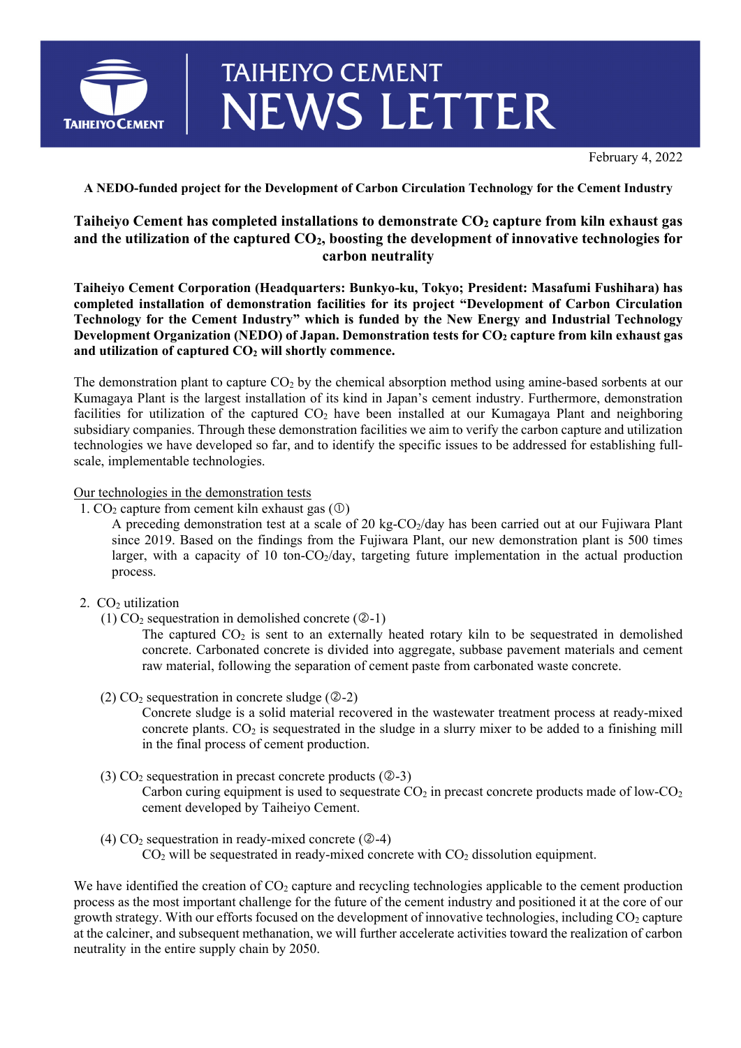# TAIHEIYO CEMENT NEWS LETTER

February 4, 2022

**A NEDO-funded project for the Development of Carbon Circulation Technology for the Cement Industry**

## Taiheiyo Cement has completed installations to demonstrate $CO_2$ capture from kiln exhaust gas and the utilization of the captured $CO_2$, boosting the development of innovative technologies for carbon neutrality

**Taiheiyo Cement Corporation (Headquarters: Bunkyo-ku, Tokyo; President: Masafumi Fushihara) has completed installation of demonstration facilities for its project "Development of Carbon Circulation Technology for the Cement Industry" which is funded by the New Energy and Industrial Technology Development Organization (NEDO) of Japan. Demonstration tests for $CO_2$ capture from kiln exhaust gas and utilization of captured $CO_2$ will shortly commence.**

The demonstration plant to capture $CO_2$ by the chemical absorption method using amine-based sorbents at our Kumagaya Plant is the largest installation of its kind in Japan's cement industry. Furthermore, demonstration facilities for utilization of the captured $CO_2$ have been installed at our Kumagaya Plant and neighboring subsidiary companies. Through these demonstration facilities we aim to verify the carbon capture and utilization technologies we have developed so far, and to identify the specific issues to be addressed for establishing full-scale, implementable technologies.

Our technologies in the demonstration tests

1. $CO_2$ capture from cement kiln exhaust gas (①)

   A preceding demonstration test at a scale of 20 kg-$CO_2$/day has been carried out at our Fujiwara Plant since 2019. Based on the findings from the Fujiwara Plant, our new demonstration plant is 500 times larger, with a capacity of 10 ton-$CO_2$/day, targeting future implementation in the actual production process.

2. $CO_2$ utilization

   (1) $CO_2$ sequestration in demolished concrete (②-1)

   The captured $CO_2$ is sent to an externally heated rotary kiln to be sequestrated in demolished concrete. Carbonated concrete is divided into aggregate, subbase pavement materials and cement raw material, following the separation of cement paste from carbonated waste concrete.

   (2) $CO_2$ sequestration in concrete sludge (②-2)

   Concrete sludge is a solid material recovered in the wastewater treatment process at ready-mixed concrete plants. $CO_2$ is sequestrated in the sludge in a slurry mixer to be added to a finishing mill in the final process of cement production.

   (3) $CO_2$ sequestration in precast concrete products (②-3)

   Carbon curing equipment is used to sequestrate $CO_2$ in precast concrete products made of low-$CO_2$ cement developed by Taiheiyo Cement.

   (4) $CO_2$ sequestration in ready-mixed concrete (②-4)

   $CO_2$ will be sequestrated in ready-mixed concrete with $CO_2$ dissolution equipment.

We have identified the creation of $CO_2$ capture and recycling technologies applicable to the cement production process as the most important challenge for the future of the cement industry and positioned it at the core of our growth strategy. With our efforts focused on the development of innovative technologies, including $CO_2$ capture at the calciner, and subsequent methanation, we will further accelerate activities toward the realization of carbon neutrality in the entire supply chain by 2050.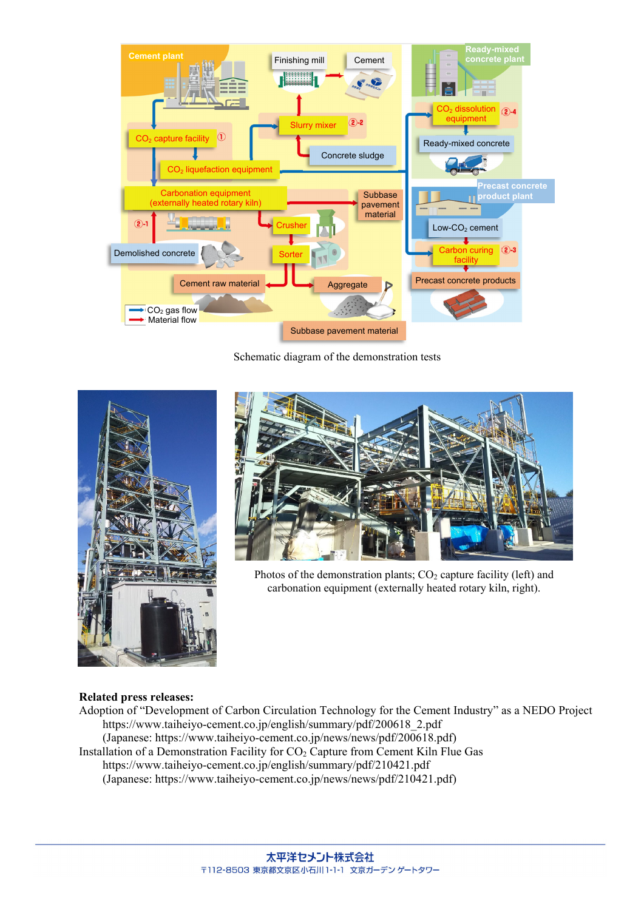Cement plant

Finishing mill

Cement

Ready-mixed concrete plant

$CO_2$ capture facility ①

Slurry mixer ②-2

$CO_2$ dissolution equipment ②-4

Ready-mixed concrete

Concrete sludge

$CO_2$ liquefaction equipment

Carbonation equipment (externally heated rotary kiln)

Subbase pavement material

Precast concrete product plant

②-1

Crusher

Low-$CO_2$ cement

Demolished concrete

Sorter

Carbon curing facility ②-3

Precast concrete products

Cement raw material

Aggregate

$CO_2$ gas flow

Material flow

Subbase pavement material

Schematic diagram of the demonstration tests

Photos of the demonstration plants; $CO_2$ capture facility (left) and carbonation equipment (externally heated rotary kiln, right).

**Related press releases:**

Adoption of "Development of Carbon Circulation Technology for the Cement Industry" as a NEDO Project
https://www.taiheiyo-cement.co.jp/english/summary/pdf/200618_2.pdf
(Japanese: https://www.taiheiyo-cement.co.jp/news/news/pdf/200618.pdf)

Installation of a Demonstration Facility for $CO_2$ Capture from Cement Kiln Flue Gas
https://www.taiheiyo-cement.co.jp/english/summary/pdf/210421.pdf
(Japanese: https://www.taiheiyo-cement.co.jp/news/news/pdf/210421.pdf)

太平洋セメント株式会社
〒112-8503 東京都文京区小石川1-1-1 文京ガーデン ゲートタワー